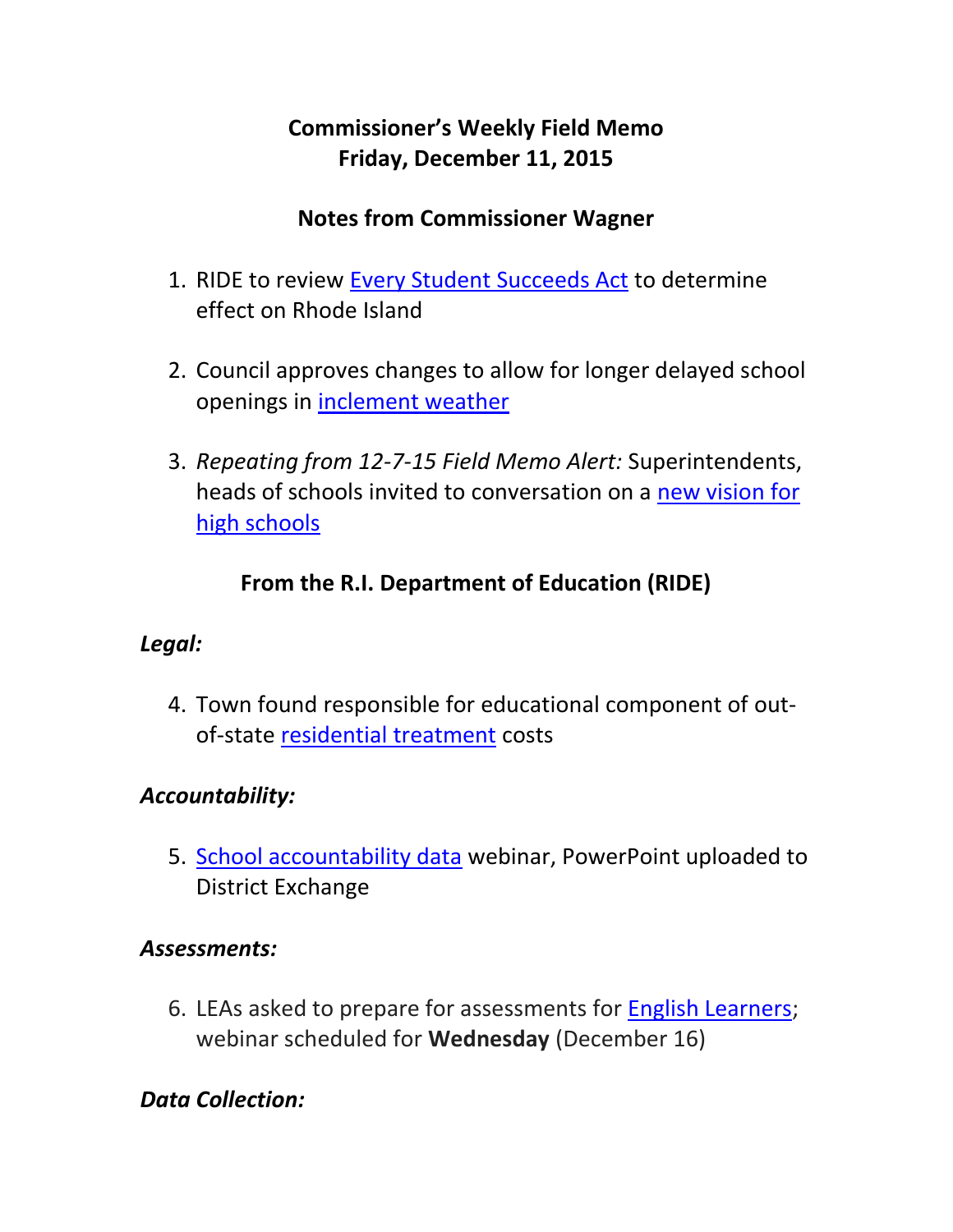# Commissioner's Weekly Field Memo
# Friday, December 11, 2015

## Notes from Commissioner Wagner

1. RIDE to review Every Student Succeeds Act to determine effect on Rhode Island

2. Council approves changes to allow for longer delayed school openings in inclement weather

3. *Repeating from 12-7-15 Field Memo Alert:* Superintendents, heads of schools invited to conversation on a new vision for high schools

## From the R.I. Department of Education (RIDE)

### *Legal:*

4. Town found responsible for educational component of out-of-state residential treatment costs

### *Accountability:*

5. School accountability data webinar, PowerPoint uploaded to District Exchange

### *Assessments:*

6. LEAs asked to prepare for assessments for English Learners; webinar scheduled for **Wednesday** (December 16)

### *Data Collection:*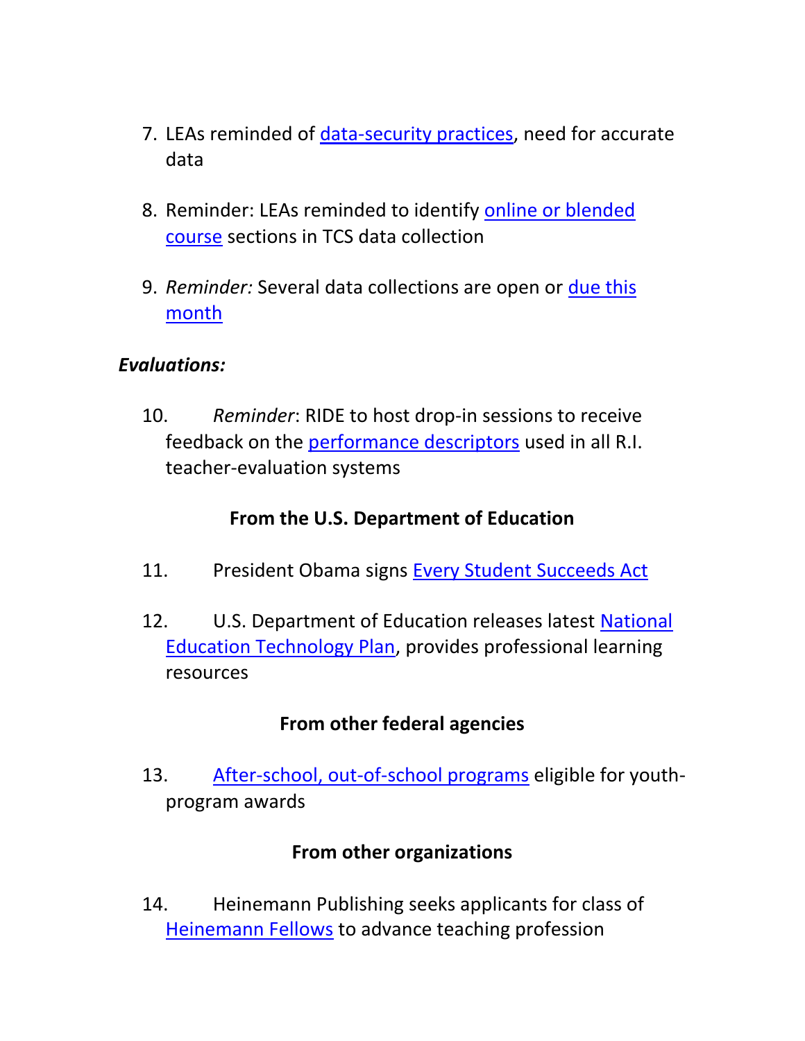7. LEAs reminded of data-security practices, need for accurate data

8. Reminder: LEAs reminded to identify online or blended course sections in TCS data collection

9. *Reminder:* Several data collections are open or due this month

***Evaluations:***

10. *Reminder*: RIDE to host drop-in sessions to receive feedback on the performance descriptors used in all R.I. teacher-evaluation systems

**From the U.S. Department of Education**

11. President Obama signs Every Student Succeeds Act

12. U.S. Department of Education releases latest National Education Technology Plan, provides professional learning resources

**From other federal agencies**

13. After-school, out-of-school programs eligible for youth-program awards

**From other organizations**

14. Heinemann Publishing seeks applicants for class of Heinemann Fellows to advance teaching profession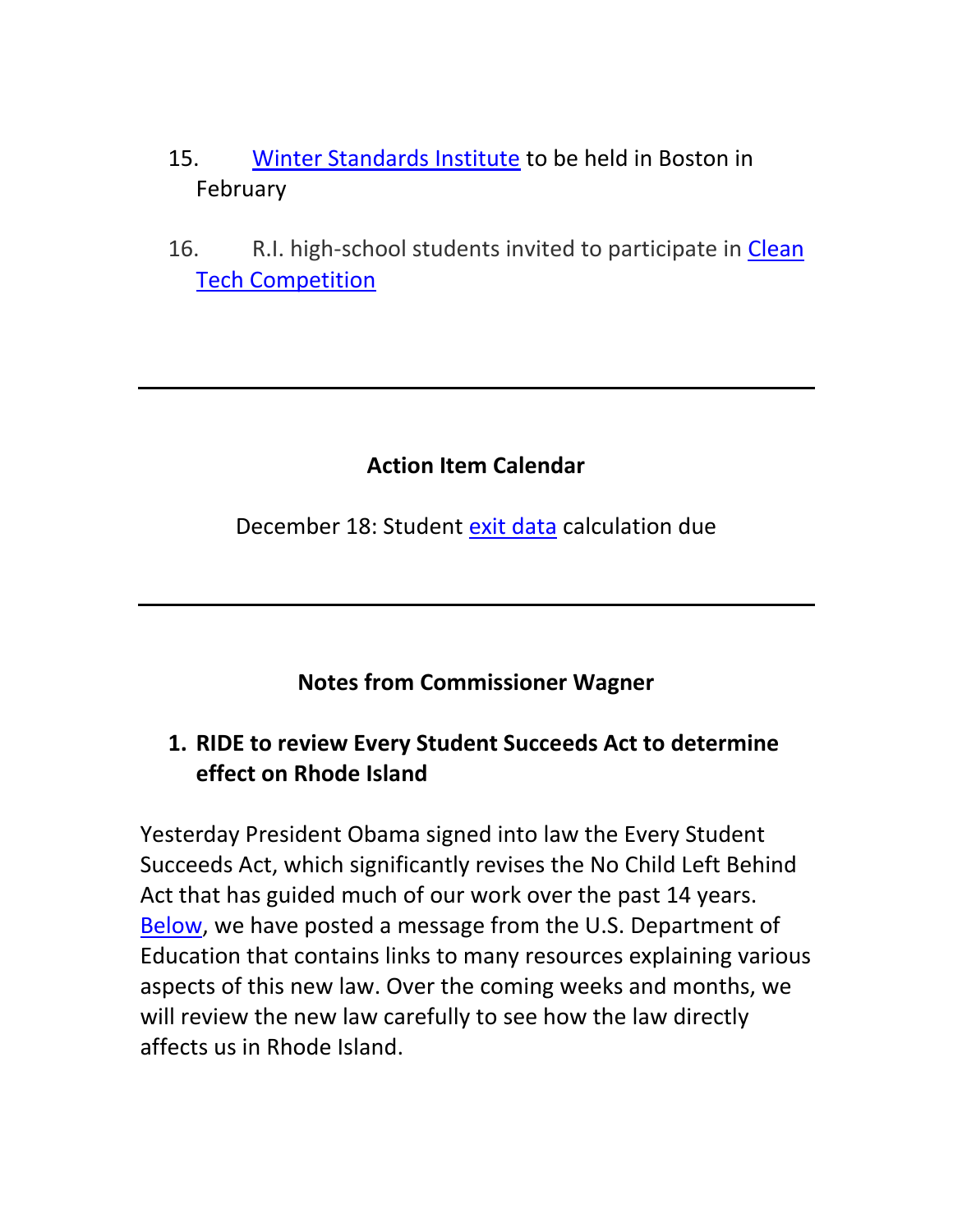15. Winter Standards Institute to be held in Boston in February

16. R.I. high-school students invited to participate in Clean Tech Competition

---

**Action Item Calendar**

December 18: Student exit data calculation due

---

**Notes from Commissioner Wagner**

1. **RIDE to review Every Student Succeeds Act to determine effect on Rhode Island**

Yesterday President Obama signed into law the Every Student Succeeds Act, which significantly revises the No Child Left Behind Act that has guided much of our work over the past 14 years. Below, we have posted a message from the U.S. Department of Education that contains links to many resources explaining various aspects of this new law. Over the coming weeks and months, we will review the new law carefully to see how the law directly affects us in Rhode Island.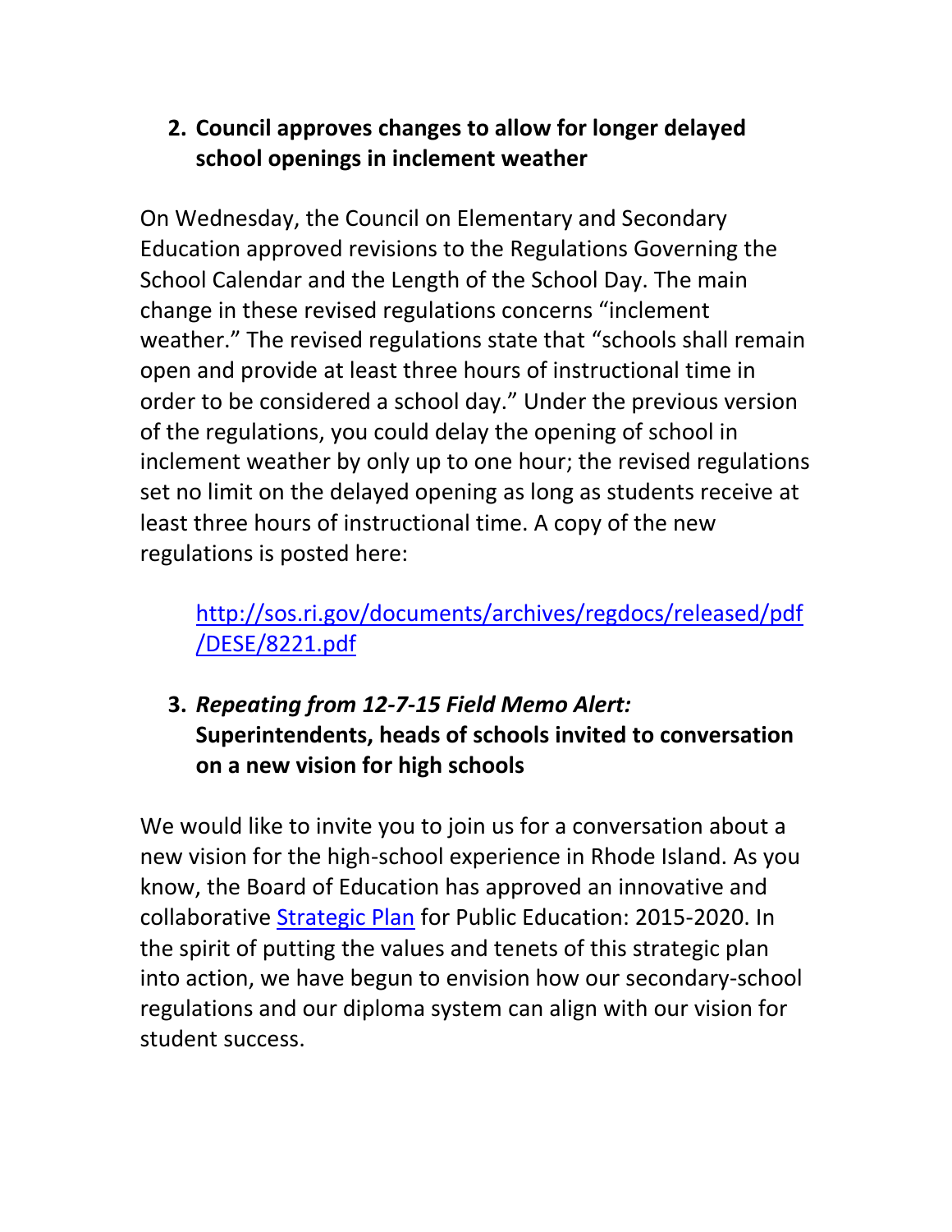2. **Council approves changes to allow for longer delayed school openings in inclement weather**

On Wednesday, the Council on Elementary and Secondary Education approved revisions to the Regulations Governing the School Calendar and the Length of the School Day. The main change in these revised regulations concerns "inclement weather." The revised regulations state that "schools shall remain open and provide at least three hours of instructional time in order to be considered a school day." Under the previous version of the regulations, you could delay the opening of school in inclement weather by only up to one hour; the revised regulations set no limit on the delayed opening as long as students receive at least three hours of instructional time. A copy of the new regulations is posted here:

> [http://sos.ri.gov/documents/archives/regdocs/released/pdf/DESE/8221.pdf](http://sos.ri.gov/documents/archives/regdocs/released/pdf/DESE/8221.pdf)

3. ***Repeating from 12-7-15 Field Memo Alert:*** **Superintendents, heads of schools invited to conversation on a new vision for high schools**

We would like to invite you to join us for a conversation about a new vision for the high-school experience in Rhode Island. As you know, the Board of Education has approved an innovative and collaborative [Strategic Plan](#) for Public Education: 2015-2020. In the spirit of putting the values and tenets of this strategic plan into action, we have begun to envision how our secondary-school regulations and our diploma system can align with our vision for student success.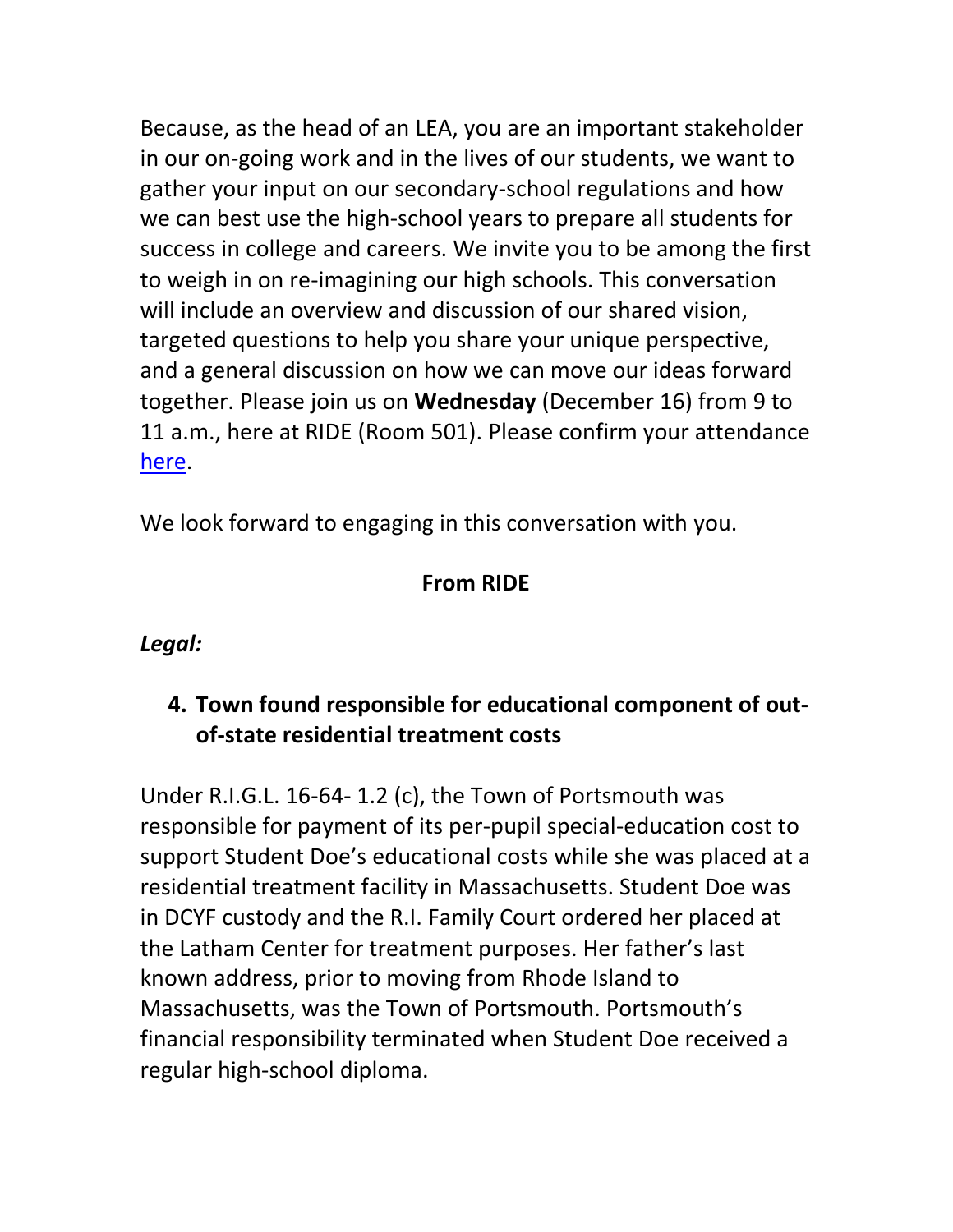Because, as the head of an LEA, you are an important stakeholder in our on-going work and in the lives of our students, we want to gather your input on our secondary-school regulations and how we can best use the high-school years to prepare all students for success in college and careers. We invite you to be among the first to weigh in on re-imagining our high schools. This conversation will include an overview and discussion of our shared vision, targeted questions to help you share your unique perspective, and a general discussion on how we can move our ideas forward together. Please join us on **Wednesday** (December 16) from 9 to 11 a.m., here at RIDE (Room 501). Please confirm your attendance here.

We look forward to engaging in this conversation with you.

**From RIDE**

***Legal:***

4. **Town found responsible for educational component of out-of-state residential treatment costs**

Under R.I.G.L. 16-64- 1.2 (c), the Town of Portsmouth was responsible for payment of its per-pupil special-education cost to support Student Doe's educational costs while she was placed at a residential treatment facility in Massachusetts. Student Doe was in DCYF custody and the R.I. Family Court ordered her placed at the Latham Center for treatment purposes. Her father's last known address, prior to moving from Rhode Island to Massachusetts, was the Town of Portsmouth. Portsmouth's financial responsibility terminated when Student Doe received a regular high-school diploma.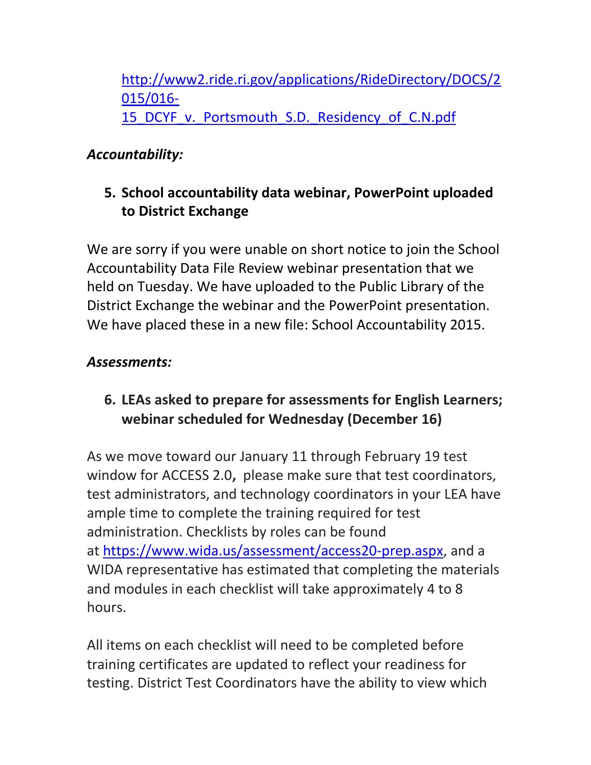http://www2.ride.ri.gov/applications/RideDirectory/DOCS/2015/016-15_DCYF_v._Portsmouth_S.D._Residency_of_C.N.pdf

***Accountability:***

5. **School accountability data webinar, PowerPoint uploaded to District Exchange**

We are sorry if you were unable on short notice to join the School Accountability Data File Review webinar presentation that we held on Tuesday. We have uploaded to the Public Library of the District Exchange the webinar and the PowerPoint presentation. We have placed these in a new file: School Accountability 2015.

***Assessments:***

6. **LEAs asked to prepare for assessments for English Learners; webinar scheduled for Wednesday (December 16)**

As we move toward our January 11 through February 19 test window for ACCESS 2.0**,** please make sure that test coordinators, test administrators, and technology coordinators in your LEA have ample time to complete the training required for test administration. Checklists by roles can be found at https://www.wida.us/assessment/access20-prep.aspx, and a WIDA representative has estimated that completing the materials and modules in each checklist will take approximately 4 to 8 hours.

All items on each checklist will need to be completed before training certificates are updated to reflect your readiness for testing. District Test Coordinators have the ability to view which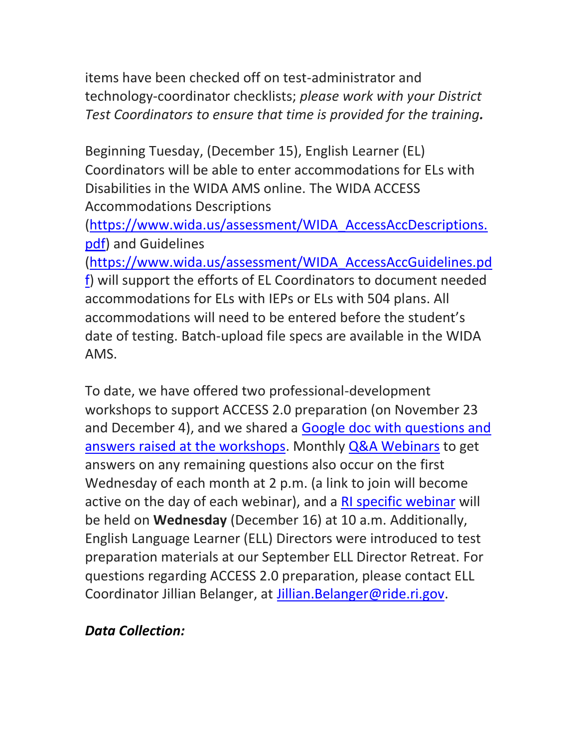items have been checked off on test-administrator and technology-coordinator checklists; *please work with your District Test Coordinators to ensure that time is provided for the training.*

Beginning Tuesday, (December 15), English Learner (EL) Coordinators will be able to enter accommodations for ELs with Disabilities in the WIDA AMS online. The WIDA ACCESS Accommodations Descriptions ([https://www.wida.us/assessment/WIDA_AccessAccDescriptions.pdf](https://www.wida.us/assessment/WIDA_AccessAccDescriptions.pdf)) and Guidelines ([https://www.wida.us/assessment/WIDA_AccessAccGuidelines.pdf](https://www.wida.us/assessment/WIDA_AccessAccGuidelines.pdf)) will support the efforts of EL Coordinators to document needed accommodations for ELs with IEPs or ELs with 504 plans. All accommodations will need to be entered before the student's date of testing. Batch-upload file specs are available in the WIDA AMS.

To date, we have offered two professional-development workshops to support ACCESS 2.0 preparation (on November 23 and December 4), and we shared a Google doc with questions and answers raised at the workshops. Monthly Q&A Webinars to get answers on any remaining questions also occur on the first Wednesday of each month at 2 p.m. (a link to join will become active on the day of each webinar), and a RI specific webinar will be held on **Wednesday** (December 16) at 10 a.m. Additionally, English Language Learner (ELL) Directors were introduced to test preparation materials at our September ELL Director Retreat. For questions regarding ACCESS 2.0 preparation, please contact ELL Coordinator Jillian Belanger, at Jillian.Belanger@ride.ri.gov.

***Data Collection:***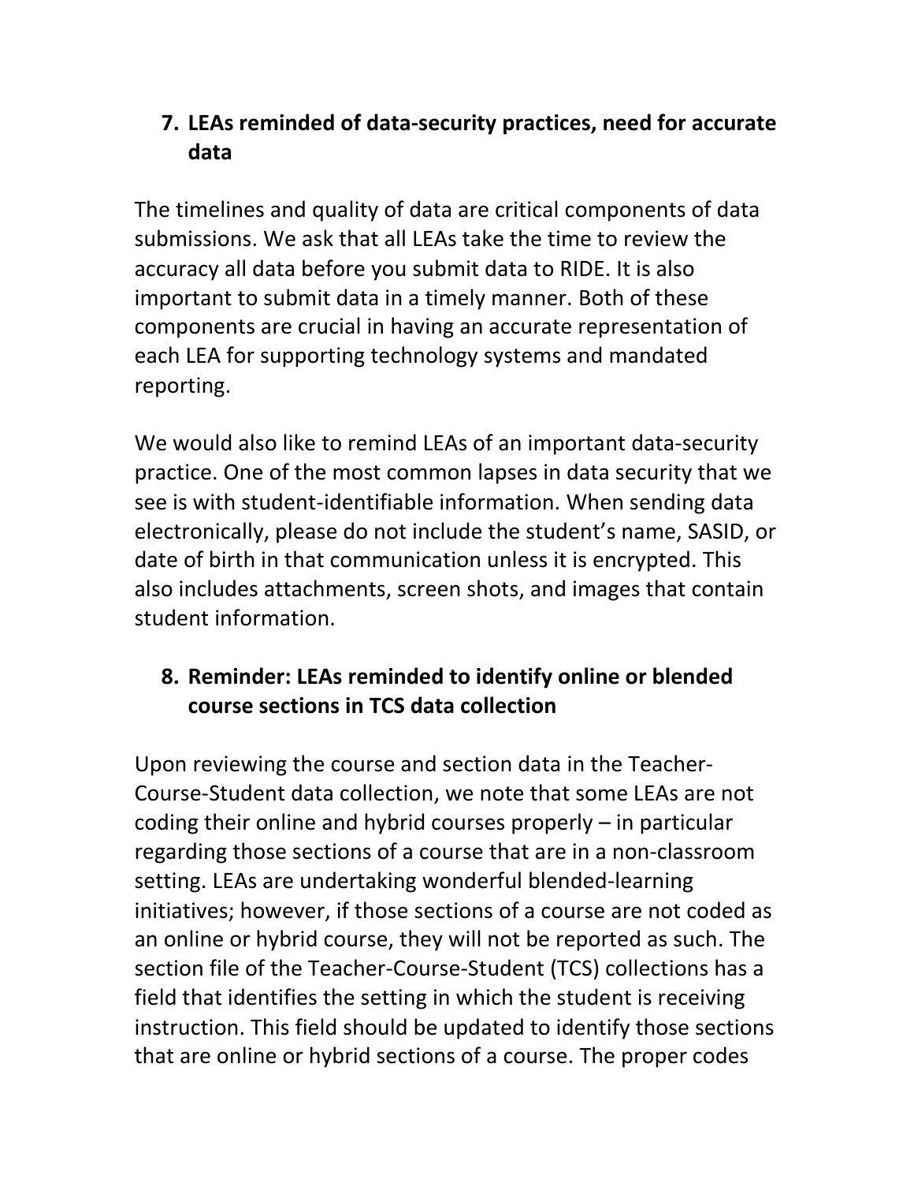## 7. LEAs reminded of data-security practices, need for accurate data

The timelines and quality of data are critical components of data submissions. We ask that all LEAs take the time to review the accuracy all data before you submit data to RIDE. It is also important to submit data in a timely manner. Both of these components are crucial in having an accurate representation of each LEA for supporting technology systems and mandated reporting.

We would also like to remind LEAs of an important data-security practice. One of the most common lapses in data security that we see is with student-identifiable information. When sending data electronically, please do not include the student's name, SASID, or date of birth in that communication unless it is encrypted. This also includes attachments, screen shots, and images that contain student information.

## 8. Reminder: LEAs reminded to identify online or blended course sections in TCS data collection

Upon reviewing the course and section data in the Teacher-Course-Student data collection, we note that some LEAs are not coding their online and hybrid courses properly – in particular regarding those sections of a course that are in a non-classroom setting. LEAs are undertaking wonderful blended-learning initiatives; however, if those sections of a course are not coded as an online or hybrid course, they will not be reported as such. The section file of the Teacher-Course-Student (TCS) collections has a field that identifies the setting in which the student is receiving instruction. This field should be updated to identify those sections that are online or hybrid sections of a course. The proper codes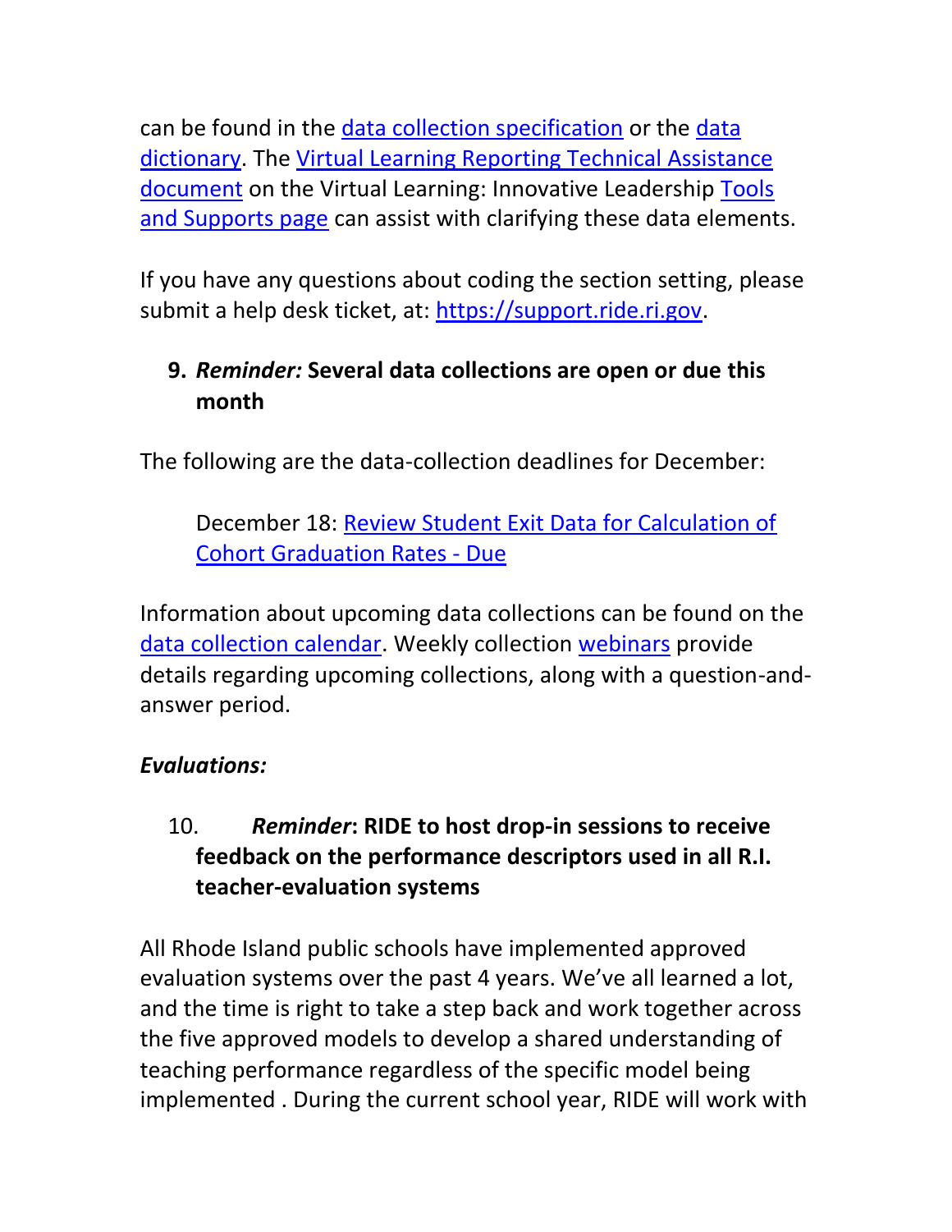can be found in the data collection specification or the data dictionary. The Virtual Learning Reporting Technical Assistance document on the Virtual Learning: Innovative Leadership Tools and Supports page can assist with clarifying these data elements.

If you have any questions about coding the section setting, please submit a help desk ticket, at: https://support.ride.ri.gov.

9. ***Reminder:* Several data collections are open or due this month**

The following are the data-collection deadlines for December:

> December 18: Review Student Exit Data for Calculation of Cohort Graduation Rates - Due

Information about upcoming data collections can be found on the data collection calendar. Weekly collection webinars provide details regarding upcoming collections, along with a question-and-answer period.

***Evaluations:***

10. ***Reminder*: RIDE to host drop-in sessions to receive feedback on the performance descriptors used in all R.I. teacher-evaluation systems**

All Rhode Island public schools have implemented approved evaluation systems over the past 4 years. We've all learned a lot, and the time is right to take a step back and work together across the five approved models to develop a shared understanding of teaching performance regardless of the specific model being implemented . During the current school year, RIDE will work with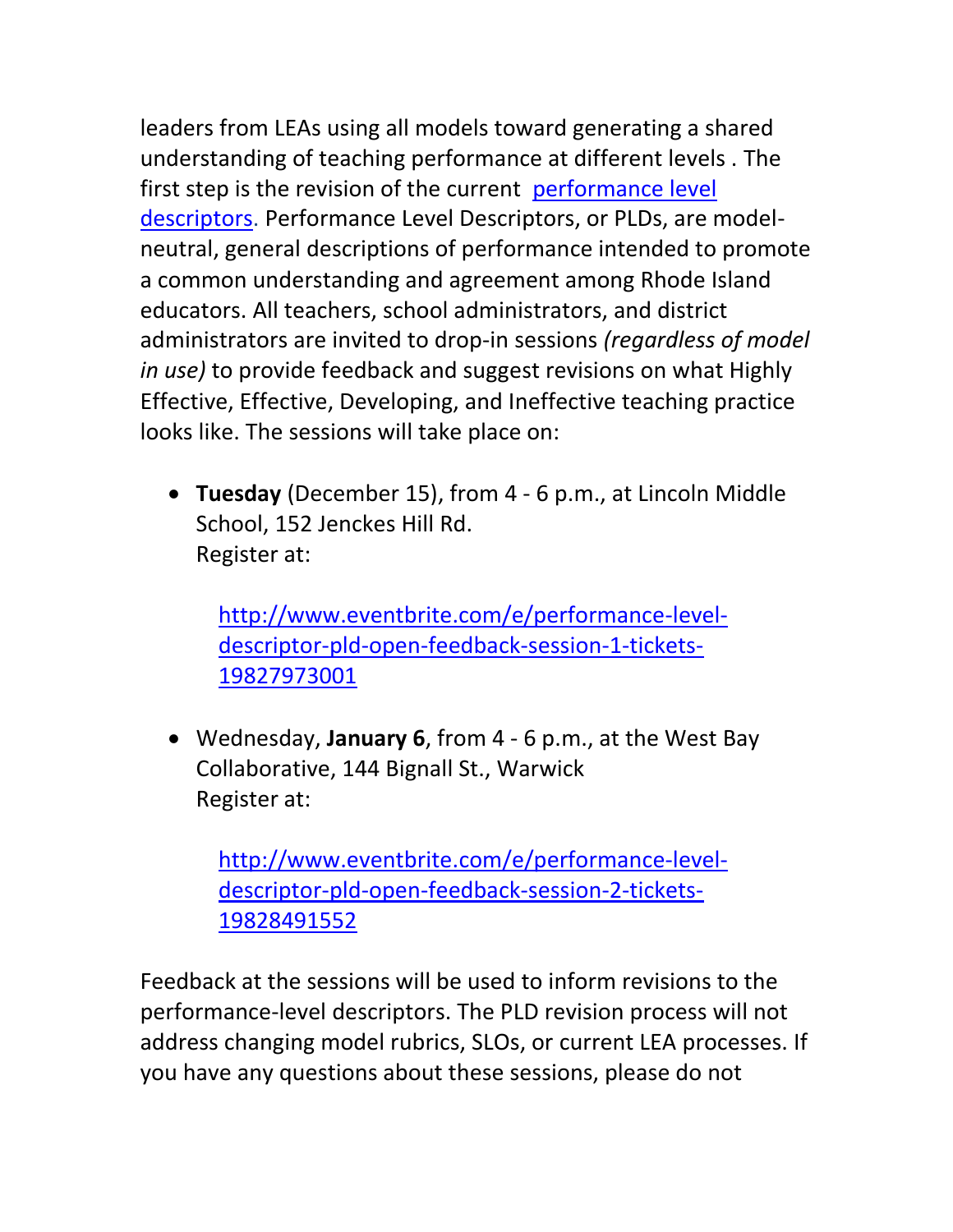leaders from LEAs using all models toward generating a shared understanding of teaching performance at different levels . The first step is the revision of the current [performance level descriptors](). Performance Level Descriptors, or PLDs, are model-neutral, general descriptions of performance intended to promote a common understanding and agreement among Rhode Island educators. All teachers, school administrators, and district administrators are invited to drop-in sessions *(regardless of model in use)* to provide feedback and suggest revisions on what Highly Effective, Effective, Developing, and Ineffective teaching practice looks like. The sessions will take place on:

- **Tuesday** (December 15), from 4 - 6 p.m., at Lincoln Middle School, 152 Jenckes Hill Rd.
  Register at:

  http://www.eventbrite.com/e/performance-level-descriptor-pld-open-feedback-session-1-tickets-19827973001

- Wednesday, **January 6**, from 4 - 6 p.m., at the West Bay Collaborative, 144 Bignall St., Warwick
  Register at:

  http://www.eventbrite.com/e/performance-level-descriptor-pld-open-feedback-session-2-tickets-19828491552

Feedback at the sessions will be used to inform revisions to the performance-level descriptors. The PLD revision process will not address changing model rubrics, SLOs, or current LEA processes. If you have any questions about these sessions, please do not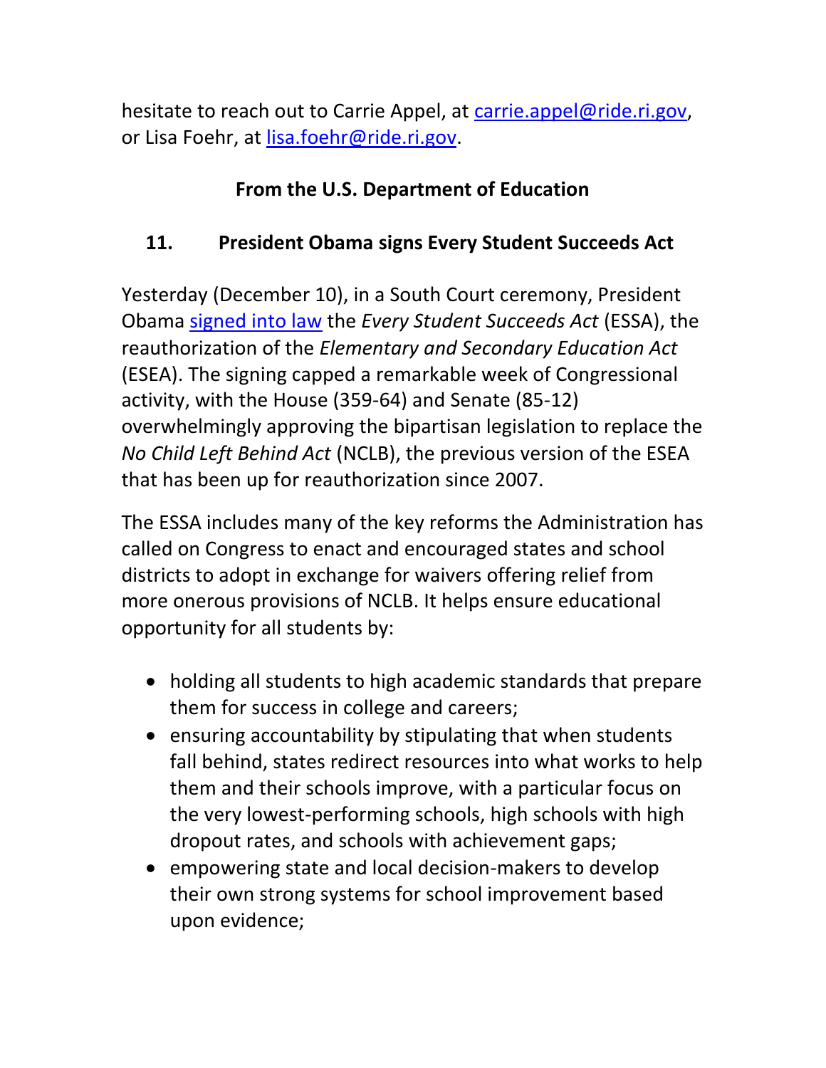hesitate to reach out to Carrie Appel, at [carrie.appel@ride.ri.gov](mailto:carrie.appel@ride.ri.gov), or Lisa Foehr, at [lisa.foehr@ride.ri.gov](mailto:lisa.foehr@ride.ri.gov).

## From the U.S. Department of Education

### 11. President Obama signs Every Student Succeeds Act

Yesterday (December 10), in a South Court ceremony, President Obama [signed into law](#) the *Every Student Succeeds Act* (ESSA), the reauthorization of the *Elementary and Secondary Education Act* (ESEA). The signing capped a remarkable week of Congressional activity, with the House (359-64) and Senate (85-12) overwhelmingly approving the bipartisan legislation to replace the *No Child Left Behind Act* (NCLB), the previous version of the ESEA that has been up for reauthorization since 2007.

The ESSA includes many of the key reforms the Administration has called on Congress to enact and encouraged states and school districts to adopt in exchange for waivers offering relief from more onerous provisions of NCLB. It helps ensure educational opportunity for all students by:

- holding all students to high academic standards that prepare them for success in college and careers;
- ensuring accountability by stipulating that when students fall behind, states redirect resources into what works to help them and their schools improve, with a particular focus on the very lowest-performing schools, high schools with high dropout rates, and schools with achievement gaps;
- empowering state and local decision-makers to develop their own strong systems for school improvement based upon evidence;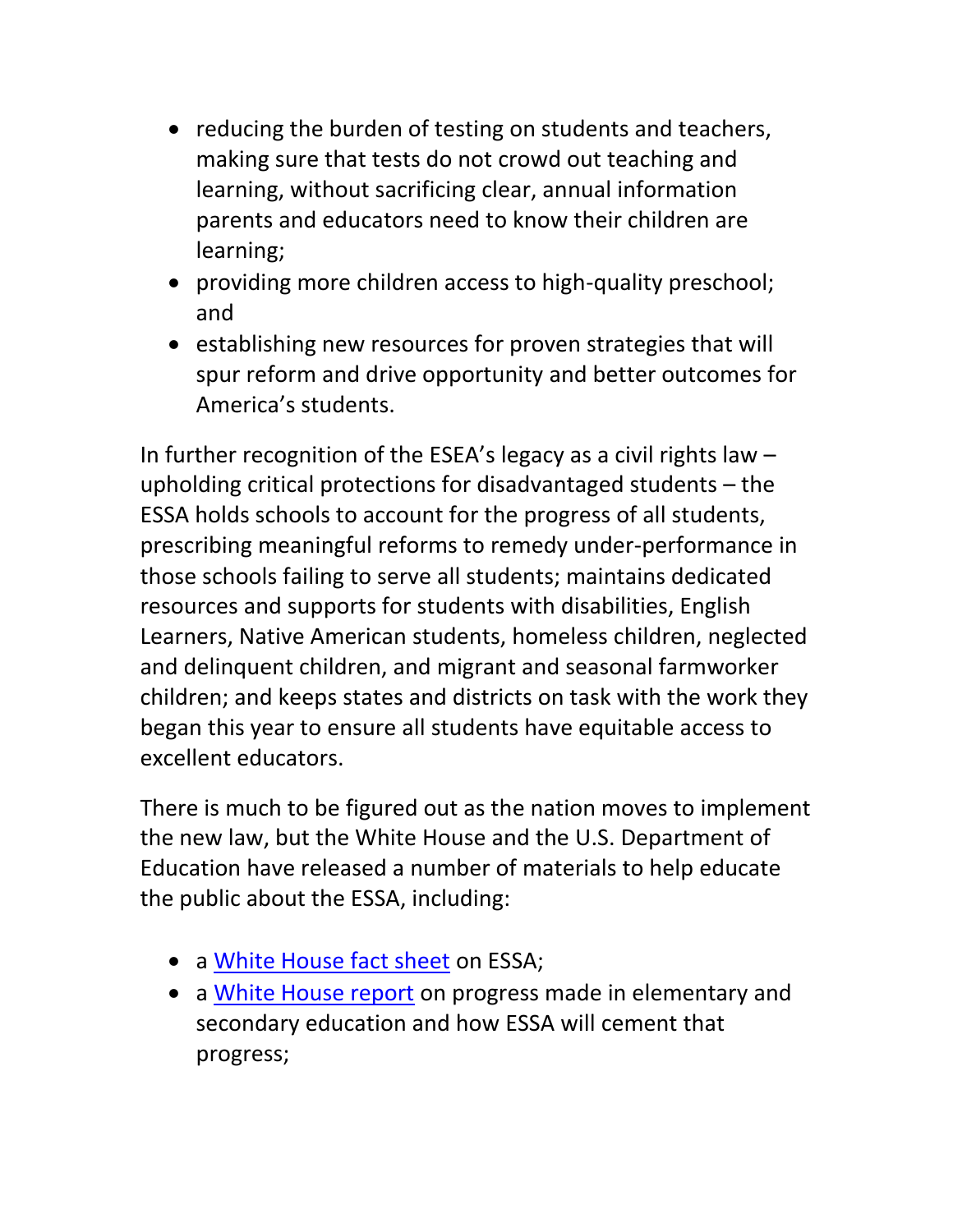- reducing the burden of testing on students and teachers, making sure that tests do not crowd out teaching and learning, without sacrificing clear, annual information parents and educators need to know their children are learning;
- providing more children access to high-quality preschool; and
- establishing new resources for proven strategies that will spur reform and drive opportunity and better outcomes for America's students.

In further recognition of the ESEA's legacy as a civil rights law – upholding critical protections for disadvantaged students – the ESSA holds schools to account for the progress of all students, prescribing meaningful reforms to remedy under-performance in those schools failing to serve all students; maintains dedicated resources and supports for students with disabilities, English Learners, Native American students, homeless children, neglected and delinquent children, and migrant and seasonal farmworker children; and keeps states and districts on task with the work they began this year to ensure all students have equitable access to excellent educators.

There is much to be figured out as the nation moves to implement the new law, but the White House and the U.S. Department of Education have released a number of materials to help educate the public about the ESSA, including:

- a White House fact sheet on ESSA;
- a White House report on progress made in elementary and secondary education and how ESSA will cement that progress;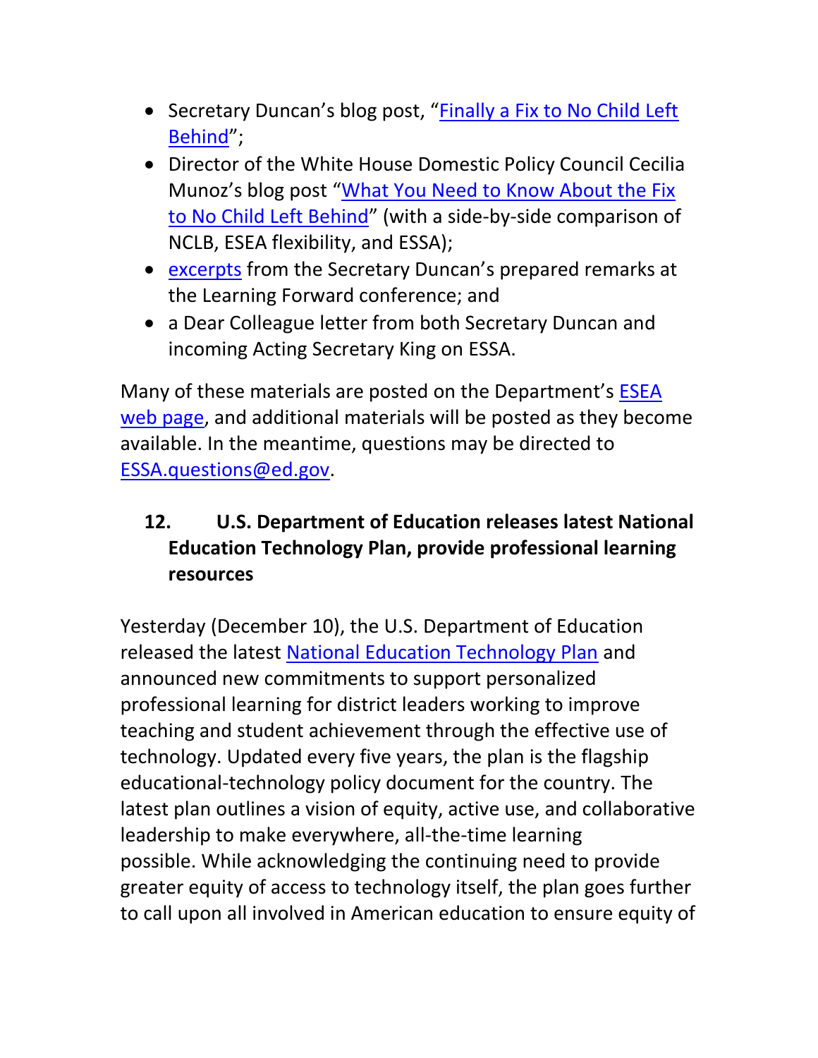- Secretary Duncan's blog post, "Finally a Fix to No Child Left Behind";
- Director of the White House Domestic Policy Council Cecilia Munoz's blog post "What You Need to Know About the Fix to No Child Left Behind" (with a side-by-side comparison of NCLB, ESEA flexibility, and ESSA);
- excerpts from the Secretary Duncan's prepared remarks at the Learning Forward conference; and
- a Dear Colleague letter from both Secretary Duncan and incoming Acting Secretary King on ESSA.

Many of these materials are posted on the Department's ESEA web page, and additional materials will be posted as they become available. In the meantime, questions may be directed to ESSA.questions@ed.gov.

## 12. U.S. Department of Education releases latest National Education Technology Plan, provide professional learning resources

Yesterday (December 10), the U.S. Department of Education released the latest National Education Technology Plan and announced new commitments to support personalized professional learning for district leaders working to improve teaching and student achievement through the effective use of technology. Updated every five years, the plan is the flagship educational-technology policy document for the country. The latest plan outlines a vision of equity, active use, and collaborative leadership to make everywhere, all-the-time learning possible. While acknowledging the continuing need to provide greater equity of access to technology itself, the plan goes further to call upon all involved in American education to ensure equity of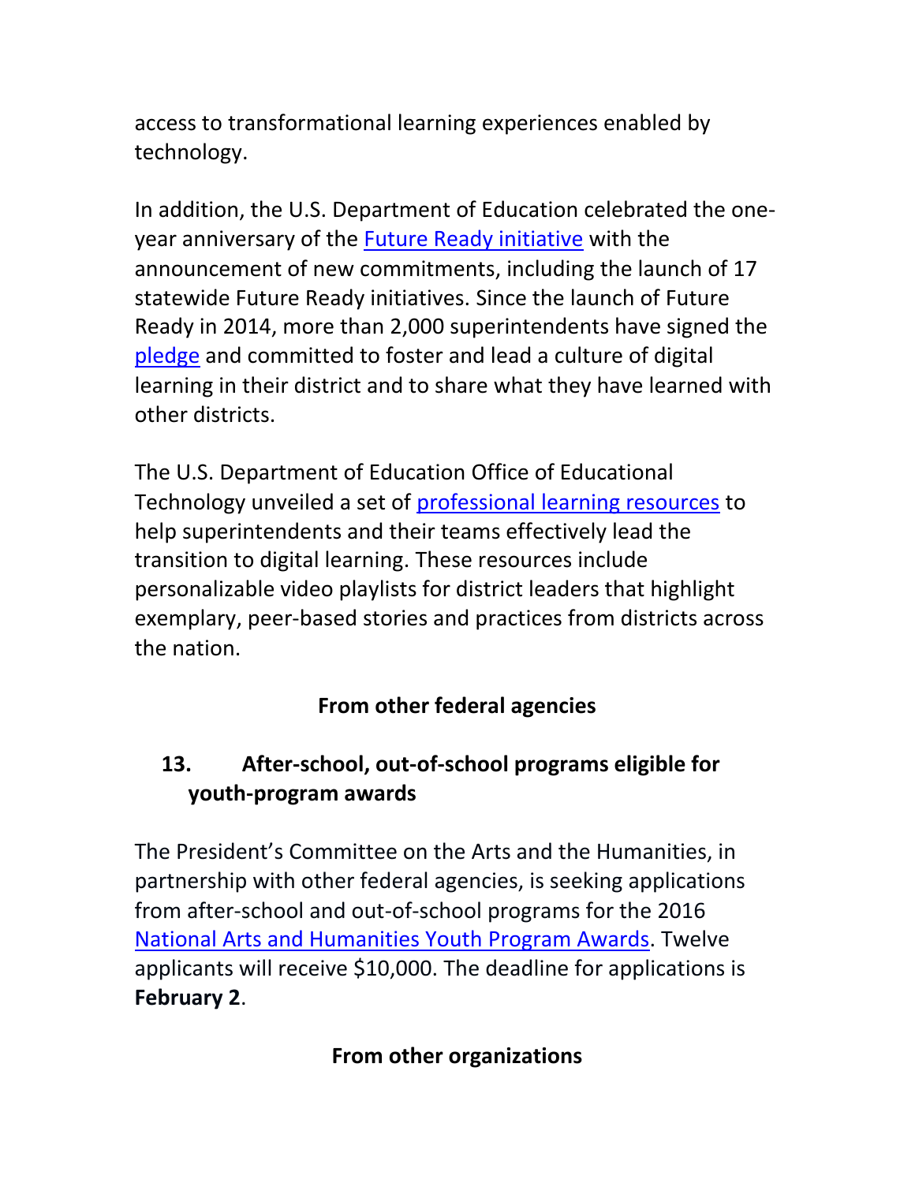access to transformational learning experiences enabled by technology.

In addition, the U.S. Department of Education celebrated the one-year anniversary of the Future Ready initiative with the announcement of new commitments, including the launch of 17 statewide Future Ready initiatives. Since the launch of Future Ready in 2014, more than 2,000 superintendents have signed the pledge and committed to foster and lead a culture of digital learning in their district and to share what they have learned with other districts.

The U.S. Department of Education Office of Educational Technology unveiled a set of professional learning resources to help superintendents and their teams effectively lead the transition to digital learning. These resources include personalizable video playlists for district leaders that highlight exemplary, peer-based stories and practices from districts across the nation.

### From other federal agencies

#### 13. After-school, out-of-school programs eligible for youth-program awards

The President's Committee on the Arts and the Humanities, in partnership with other federal agencies, is seeking applications from after-school and out-of-school programs for the 2016 National Arts and Humanities Youth Program Awards. Twelve applicants will receive $10,000. The deadline for applications is **February 2**.

### From other organizations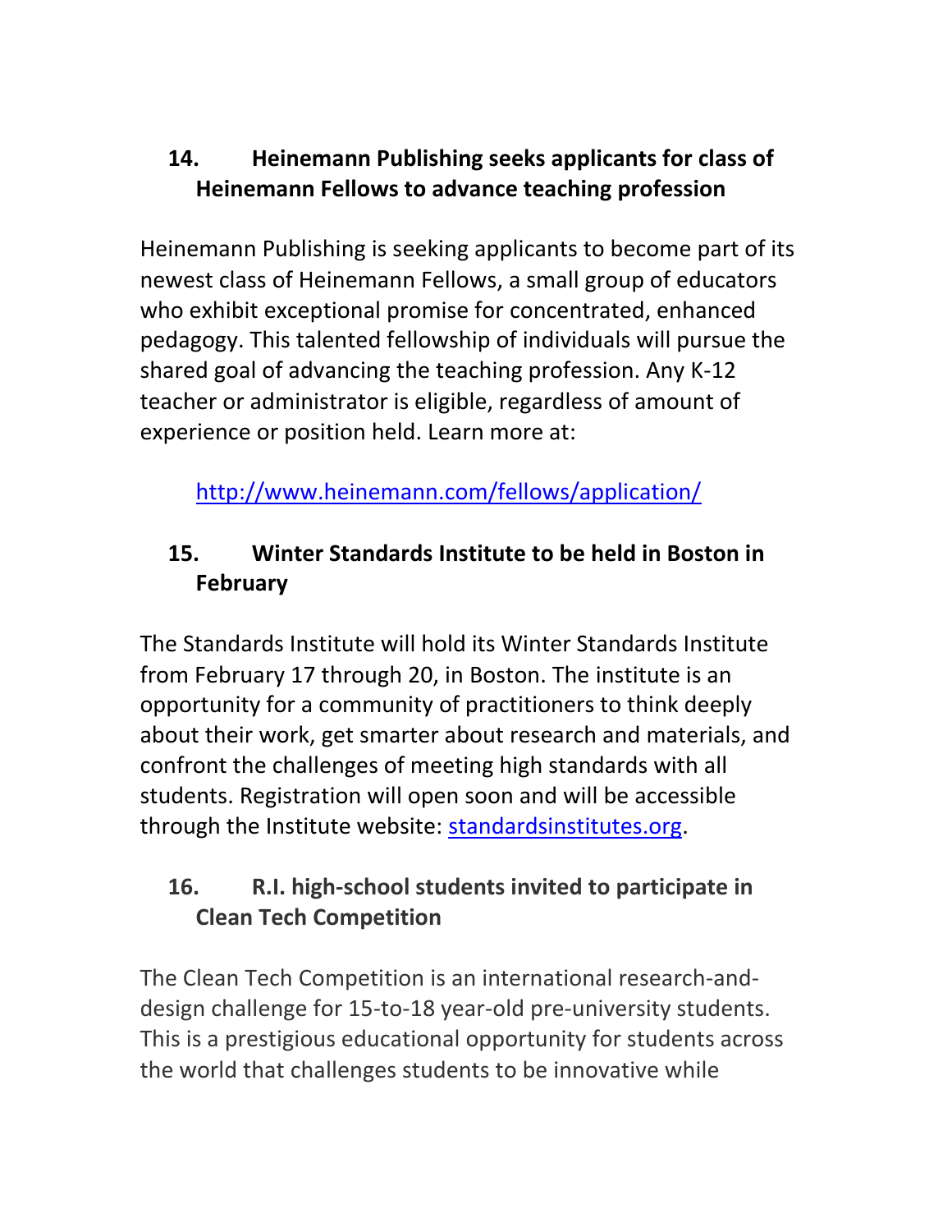### 14. Heinemann Publishing seeks applicants for class of Heinemann Fellows to advance teaching profession

Heinemann Publishing is seeking applicants to become part of its newest class of Heinemann Fellows, a small group of educators who exhibit exceptional promise for concentrated, enhanced pedagogy. This talented fellowship of individuals will pursue the shared goal of advancing the teaching profession. Any K-12 teacher or administrator is eligible, regardless of amount of experience or position held. Learn more at:

http://www.heinemann.com/fellows/application/

### 15. Winter Standards Institute to be held in Boston in February

The Standards Institute will hold its Winter Standards Institute from February 17 through 20, in Boston. The institute is an opportunity for a community of practitioners to think deeply about their work, get smarter about research and materials, and confront the challenges of meeting high standards with all students. Registration will open soon and will be accessible through the Institute website: standardsinstitutes.org.

### 16. R.I. high-school students invited to participate in Clean Tech Competition

The Clean Tech Competition is an international research-and-design challenge for 15-to-18 year-old pre-university students. This is a prestigious educational opportunity for students across the world that challenges students to be innovative while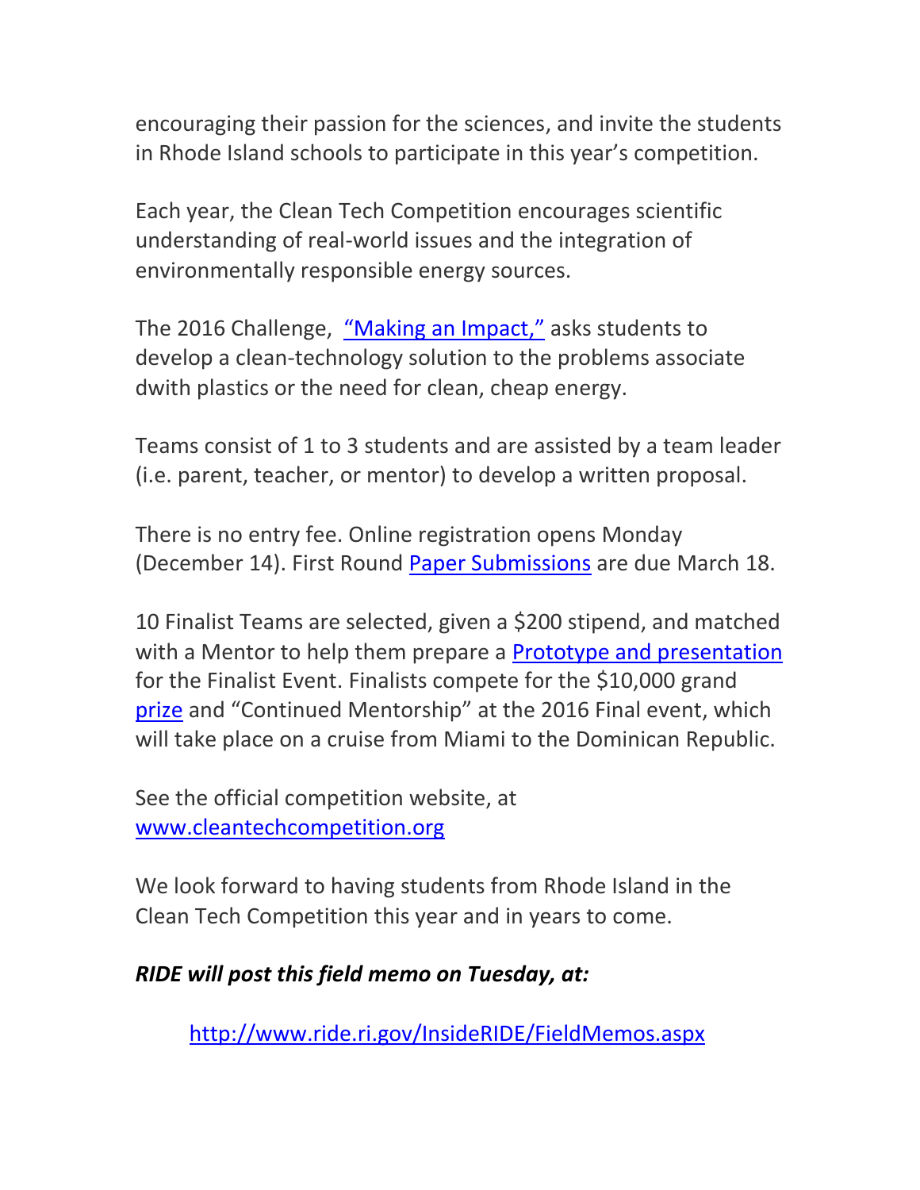encouraging their passion for the sciences, and invite the students in Rhode Island schools to participate in this year's competition.

Each year, the Clean Tech Competition encourages scientific understanding of real-world issues and the integration of environmentally responsible energy sources.

The 2016 Challenge, "Making an Impact," asks students to develop a clean-technology solution to the problems associate dwith plastics or the need for clean, cheap energy.

Teams consist of 1 to 3 students and are assisted by a team leader (i.e. parent, teacher, or mentor) to develop a written proposal.

There is no entry fee. Online registration opens Monday (December 14). First Round Paper Submissions are due March 18.

10 Finalist Teams are selected, given a $200 stipend, and matched with a Mentor to help them prepare a Prototype and presentation for the Finalist Event. Finalists compete for the $10,000 grand prize and "Continued Mentorship" at the 2016 Final event, which will take place on a cruise from Miami to the Dominican Republic.

See the official competition website, at www.cleantechcompetition.org

We look forward to having students from Rhode Island in the Clean Tech Competition this year and in years to come.

***RIDE will post this field memo on Tuesday, at:***

http://www.ride.ri.gov/InsideRIDE/FieldMemos.aspx